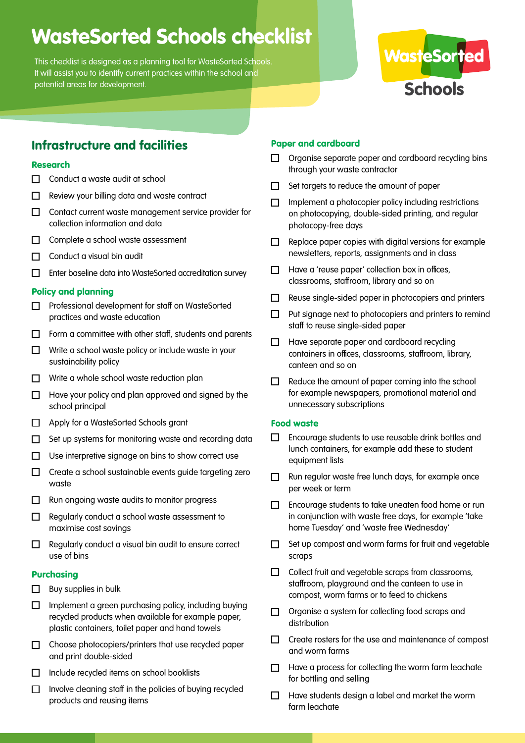# WasteSorted Schools checklist

This checklist is designed as a planning tool for WasteSorted Schools. It will assist you to identify current practices within the school and potential areas for development.

## Infrastructure and facilities

### Research

- [ ] Conduct a waste audit at school
- [ ] Review your billing data and waste contract
- [ ] Contact current waste management service provider for collection information and data
- [ ] Complete a school waste assessment
- [ ] Conduct a visual bin audit
- [ ] Enter baseline data into WasteSorted accreditation survey

### Policy and planning

- [ ] Professional development for staff on WasteSorted practices and waste education
- [ ] Form a committee with other staff, students and parents
- [ ] Write a school waste policy or include waste in your sustainability policy
- [ ] Write a whole school waste reduction plan
- [ ] Have your policy and plan approved and signed by the school principal
- [ ] Apply for a WasteSorted Schools grant
- [ ] Set up systems for monitoring waste and recording data
- [ ] Use interpretive signage on bins to show correct use
- [ ] Create a school sustainable events guide targeting zero waste
- [ ] Run ongoing waste audits to monitor progress
- [ ] Regularly conduct a school waste assessment to maximise cost savings
- [ ] Regularly conduct a visual bin audit to ensure correct use of bins

### Purchasing

- [ ] Buy supplies in bulk
- [ ] Implement a green purchasing policy, including buying recycled products when available for example paper, plastic containers, toilet paper and hand towels
- [ ] Choose photocopiers/printers that use recycled paper and print double-sided
- [ ] Include recycled items on school booklists
- [ ] Involve cleaning staff in the policies of buying recycled products and reusing items

### Paper and cardboard

- [ ] Organise separate paper and cardboard recycling bins through your waste contractor
- [ ] Set targets to reduce the amount of paper
- [ ] Implement a photocopier policy including restrictions on photocopying, double-sided printing, and regular photocopy-free days
- [ ] Replace paper copies with digital versions for example newsletters, reports, assignments and in class
- [ ] Have a 'reuse paper' collection box in offices, classrooms, staffroom, library and so on
- [ ] Reuse single-sided paper in photocopiers and printers
- [ ] Put signage next to photocopiers and printers to remind staff to reuse single-sided paper
- [ ] Have separate paper and cardboard recycling containers in offices, classrooms, staffroom, library, canteen and so on
- [ ] Reduce the amount of paper coming into the school for example newspapers, promotional material and unnecessary subscriptions

### Food waste

- [ ] Encourage students to use reusable drink bottles and lunch containers, for example add these to student equipment lists
- [ ] Run regular waste free lunch days, for example once per week or term
- [ ] Encourage students to take uneaten food home or run in conjunction with waste free days, for example 'take home Tuesday' and 'waste free Wednesday'
- [ ] Set up compost and worm farms for fruit and vegetable scraps
- [ ] Collect fruit and vegetable scraps from classrooms, staffroom, playground and the canteen to use in compost, worm farms or to feed to chickens
- [ ] Organise a system for collecting food scraps and distribution
- [ ] Create rosters for the use and maintenance of compost and worm farms
- [ ] Have a process for collecting the worm farm leachate for bottling and selling
- [ ] Have students design a label and market the worm farm leachate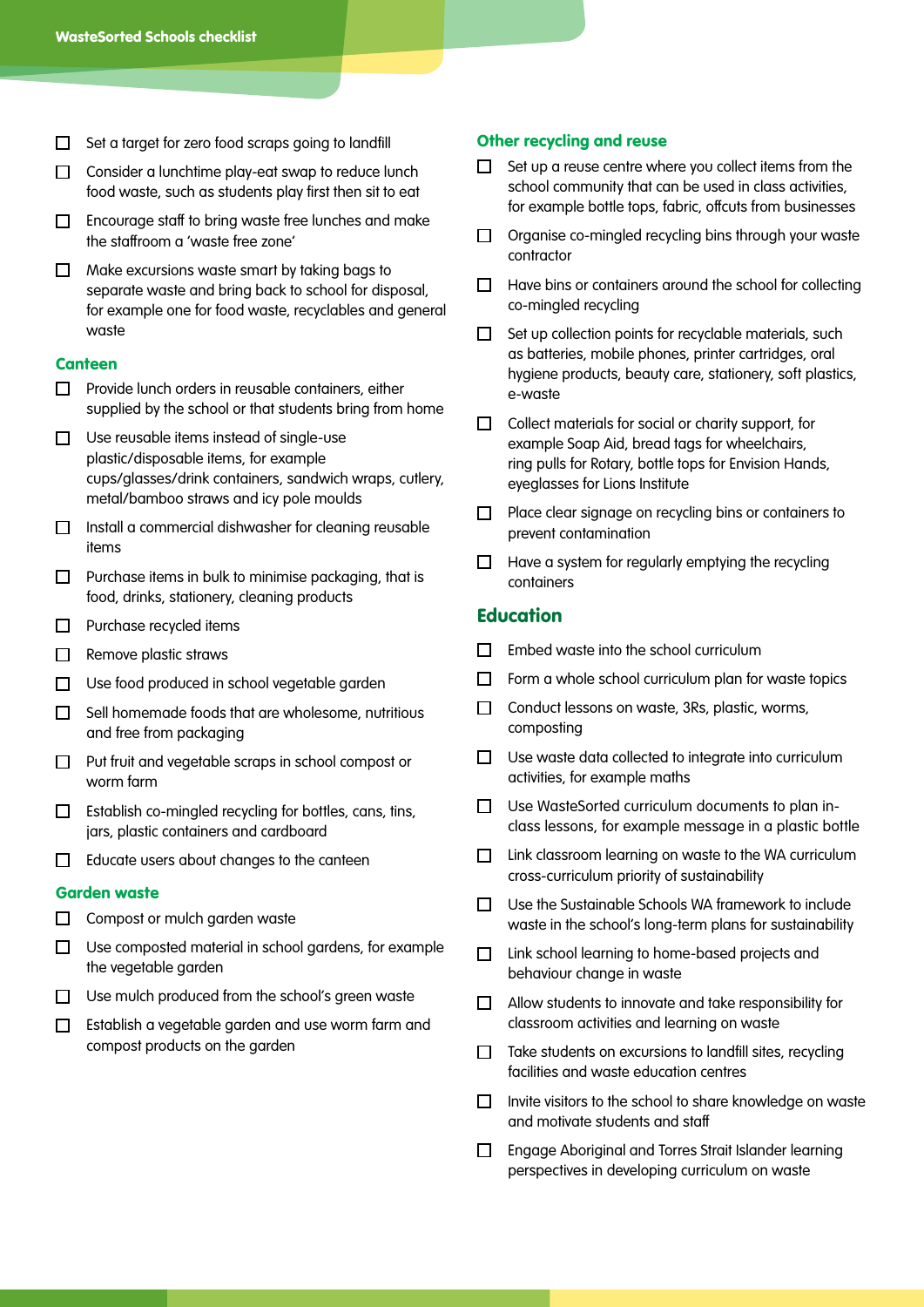- [ ] Set a target for zero food scraps going to landfill
- [ ] Consider a lunchtime play-eat swap to reduce lunch food waste, such as students play first then sit to eat
- [ ] Encourage staff to bring waste free lunches and make the staffroom a 'waste free zone'
- [ ] Make excursions waste smart by taking bags to separate waste and bring back to school for disposal, for example one for food waste, recyclables and general waste

### Canteen

- [ ] Provide lunch orders in reusable containers, either supplied by the school or that students bring from home
- [ ] Use reusable items instead of single-use plastic/disposable items, for example cups/glasses/drink containers, sandwich wraps, cutlery, metal/bamboo straws and icy pole moulds
- [ ] Install a commercial dishwasher for cleaning reusable items
- [ ] Purchase items in bulk to minimise packaging, that is food, drinks, stationery, cleaning products
- [ ] Purchase recycled items
- [ ] Remove plastic straws
- [ ] Use food produced in school vegetable garden
- [ ] Sell homemade foods that are wholesome, nutritious and free from packaging
- [ ] Put fruit and vegetable scraps in school compost or worm farm
- [ ] Establish co-mingled recycling for bottles, cans, tins, jars, plastic containers and cardboard
- [ ] Educate users about changes to the canteen

### Garden waste

- [ ] Compost or mulch garden waste
- [ ] Use composted material in school gardens, for example the vegetable garden
- [ ] Use mulch produced from the school's green waste
- [ ] Establish a vegetable garden and use worm farm and compost products on the garden

### Other recycling and reuse

- [ ] Set up a reuse centre where you collect items from the school community that can be used in class activities, for example bottle tops, fabric, offcuts from businesses
- [ ] Organise co-mingled recycling bins through your waste contractor
- [ ] Have bins or containers around the school for collecting co-mingled recycling
- [ ] Set up collection points for recyclable materials, such as batteries, mobile phones, printer cartridges, oral hygiene products, beauty care, stationery, soft plastics, e-waste
- [ ] Collect materials for social or charity support, for example Soap Aid, bread tags for wheelchairs, ring pulls for Rotary, bottle tops for Envision Hands, eyeglasses for Lions Institute
- [ ] Place clear signage on recycling bins or containers to prevent contamination
- [ ] Have a system for regularly emptying the recycling containers

## Education

- [ ] Embed waste into the school curriculum
- [ ] Form a whole school curriculum plan for waste topics
- [ ] Conduct lessons on waste, 3Rs, plastic, worms, composting
- [ ] Use waste data collected to integrate into curriculum activities, for example maths
- [ ] Use WasteSorted curriculum documents to plan in-class lessons, for example message in a plastic bottle
- [ ] Link classroom learning on waste to the WA curriculum cross-curriculum priority of sustainability
- [ ] Use the Sustainable Schools WA framework to include waste in the school's long-term plans for sustainability
- [ ] Link school learning to home-based projects and behaviour change in waste
- [ ] Allow students to innovate and take responsibility for classroom activities and learning on waste
- [ ] Take students on excursions to landfill sites, recycling facilities and waste education centres
- [ ] Invite visitors to the school to share knowledge on waste and motivate students and staff
- [ ] Engage Aboriginal and Torres Strait Islander learning perspectives in developing curriculum on waste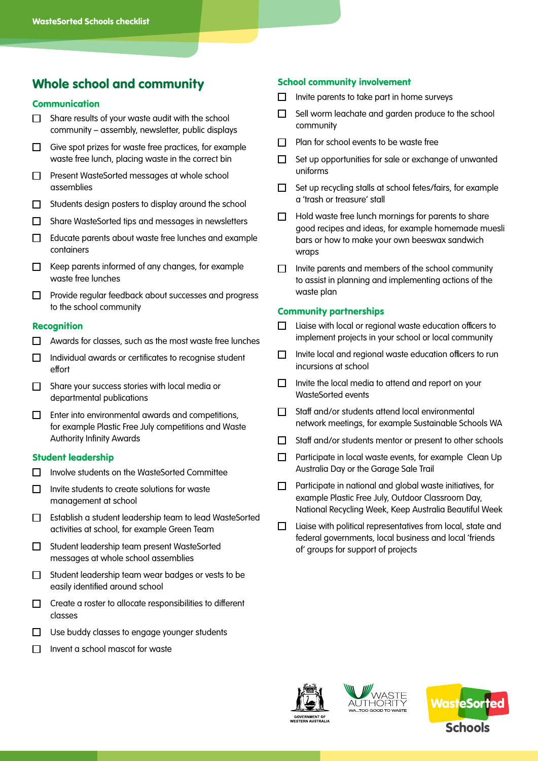## Whole school and community

### Communication

- [ ] Share results of your waste audit with the school community – assembly, newsletter, public displays
- [ ] Give spot prizes for waste free practices, for example waste free lunch, placing waste in the correct bin
- [ ] Present WasteSorted messages at whole school assemblies
- [ ] Students design posters to display around the school
- [ ] Share WasteSorted tips and messages in newsletters
- [ ] Educate parents about waste free lunches and example containers
- [ ] Keep parents informed of any changes, for example waste free lunches
- [ ] Provide regular feedback about successes and progress to the school community

### Recognition

- [ ] Awards for classes, such as the most waste free lunches
- [ ] Individual awards or certificates to recognise student effort
- [ ] Share your success stories with local media or departmental publications
- [ ] Enter into environmental awards and competitions, for example Plastic Free July competitions and Waste Authority Infinity Awards

### Student leadership

- [ ] Involve students on the WasteSorted Committee
- [ ] Invite students to create solutions for waste management at school
- [ ] Establish a student leadership team to lead WasteSorted activities at school, for example Green Team
- [ ] Student leadership team present WasteSorted messages at whole school assemblies
- [ ] Student leadership team wear badges or vests to be easily identified around school
- [ ] Create a roster to allocate responsibilities to different classes
- [ ] Use buddy classes to engage younger students
- [ ] Invent a school mascot for waste

### School community involvement

- [ ] Invite parents to take part in home surveys
- [ ] Sell worm leachate and garden produce to the school community
- [ ] Plan for school events to be waste free
- [ ] Set up opportunities for sale or exchange of unwanted uniforms
- [ ] Set up recycling stalls at school fetes/fairs, for example a 'trash or treasure' stall
- [ ] Hold waste free lunch mornings for parents to share good recipes and ideas, for example homemade muesli bars or how to make your own beeswax sandwich wraps
- [ ] Invite parents and members of the school community to assist in planning and implementing actions of the waste plan

### Community partnerships

- [ ] Liaise with local or regional waste education officers to implement projects in your school or local community
- [ ] Invite local and regional waste education officers to run incursions at school
- [ ] Invite the local media to attend and report on your WasteSorted events
- [ ] Staff and/or students attend local environmental network meetings, for example Sustainable Schools WA
- [ ] Staff and/or students mentor or present to other schools
- [ ] Participate in local waste events, for example Clean Up Australia Day or the Garage Sale Trail
- [ ] Participate in national and global waste initiatives, for example Plastic Free July, Outdoor Classroom Day, National Recycling Week, Keep Australia Beautiful Week
- [ ] Liaise with political representatives from local, state and federal governments, local business and local 'friends of' groups for support of projects